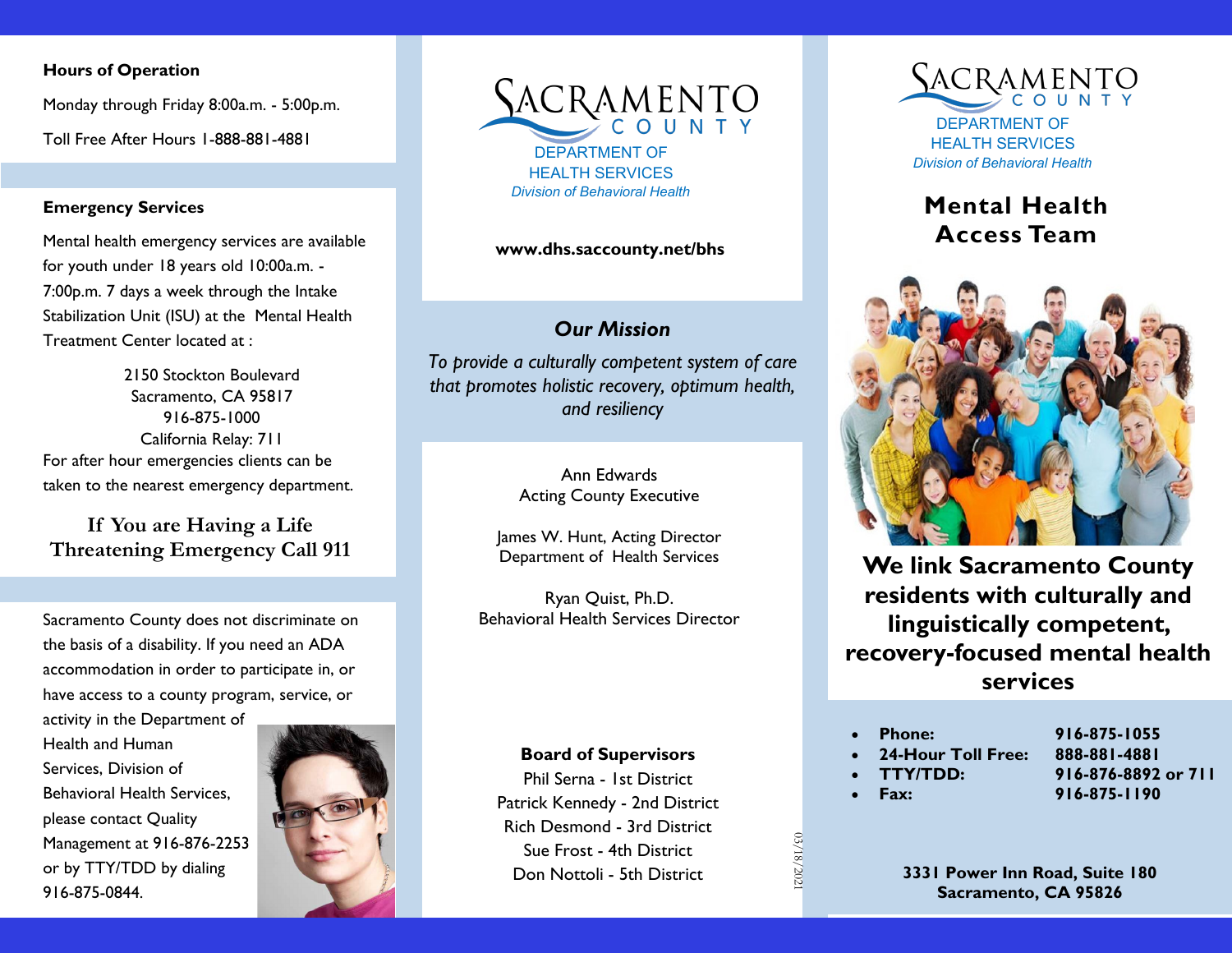**Hours of Operation**

Monday through Friday 8:00a.m. - 5:00p.m.

Toll Free After Hours 1-888-881-4881

**Emergency Services**

Mental health emergency services are available for youth under 18 years old 10:00a.m. - 7:00p.m. 7 days a week through the Intake Stabilization Unit (ISU) at the Mental Health Treatment Center located at :

2150 Stockton Boulevard
Sacramento, CA 95817
916-875-1000
California Relay: 711

For after hour emergencies clients can be taken to the nearest emergency department.

**If You are Having a Life Threatening Emergency Call 911**

Sacramento County does not discriminate on the basis of a disability. If you need an ADA accommodation in order to participate in, or have access to a county program, service, or activity in the Department of Health and Human Services, Division of Behavioral Health Services, please contact Quality Management at 916-876-2253 or by TTY/TDD by dialing 916-875-0844.

SACRAMENTO COUNTY
DEPARTMENT OF HEALTH SERVICES
*Division of Behavioral Health*

**www.dhs.saccounty.net/bhs**

## *Our Mission*

*To provide a culturally competent system of care that promotes holistic recovery, optimum health, and resiliency*

Ann Edwards
Acting County Executive

James W. Hunt, Acting Director
Department of Health Services

Ryan Quist, Ph.D.
Behavioral Health Services Director

**Board of Supervisors**

Phil Serna - 1st District
Patrick Kennedy - 2nd District
Rich Desmond - 3rd District
Sue Frost - 4th District
Don Nottoli - 5th District

03/18/2021

SACRAMENTO COUNTY
DEPARTMENT OF HEALTH SERVICES
*Division of Behavioral Health*

# Mental Health Access Team

**We link Sacramento County residents with culturally and linguistically competent, recovery-focused mental health services**

- **Phone:** **916-875-1055**
- **24-Hour Toll Free:** **888-881-4881**
- **TTY/TDD:** **916-876-8892 or 711**
- **Fax:** **916-875-1190**

**3331 Power Inn Road, Suite 180**
**Sacramento, CA 95826**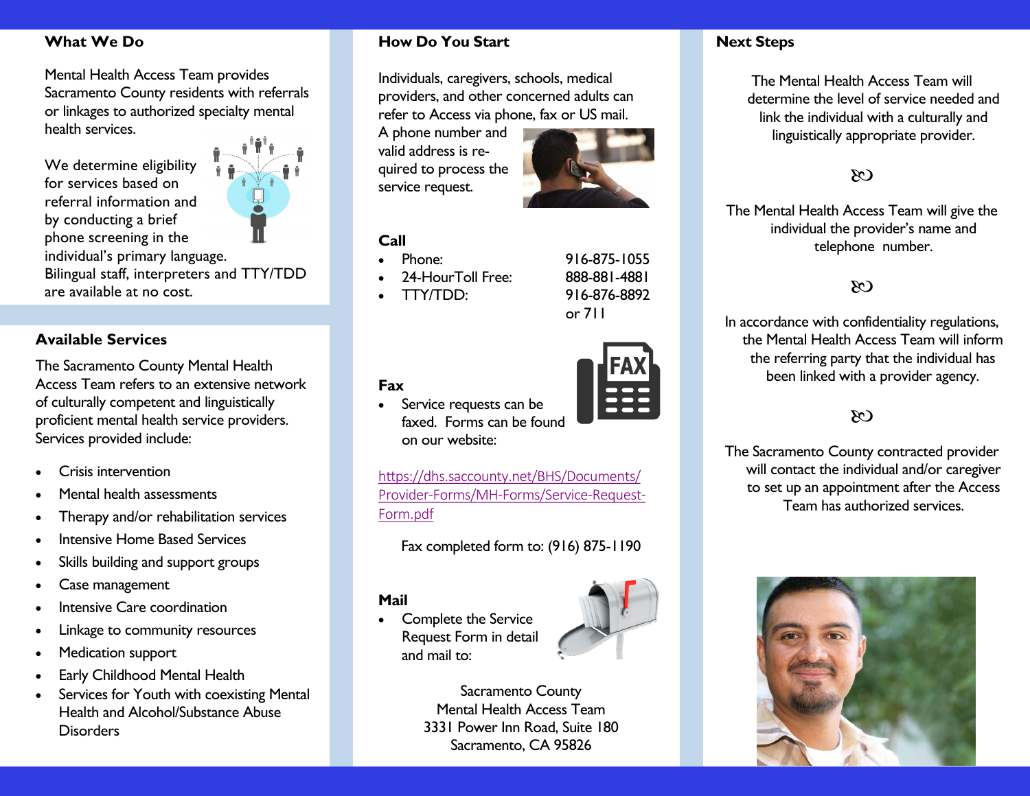## What We Do

Mental Health Access Team provides Sacramento County residents with referrals or linkages to authorized specialty mental health services.

We determine eligibility for services based on referral information and by conducting a brief phone screening in the individual's primary language. Bilingual staff, interpreters and TTY/TDD are available at no cost.

## Available Services

The Sacramento County Mental Health Access Team refers to an extensive network of culturally competent and linguistically proficient mental health service providers. Services provided include:

- Crisis intervention
- Mental health assessments
- Therapy and/or rehabilitation services
- Intensive Home Based Services
- Skills building and support groups
- Case management
- Intensive Care coordination
- Linkage to community resources
- Medication support
- Early Childhood Mental Health
- Services for Youth with coexisting Mental Health and Alcohol/Substance Abuse Disorders

## How Do You Start

Individuals, caregivers, schools, medical providers, and other concerned adults can refer to Access via phone, fax or US mail. A phone number and valid address is required to process the service request.

### Call

- Phone: 916-875-1055
- 24-HourToll Free: 888-881-4881
- TTY/TDD: 916-876-8892 or 711

### Fax

- Service requests can be faxed. Forms can be found on our website:

https://dhs.saccounty.net/BHS/Documents/Provider-Forms/MH-Forms/Service-Request-Form.pdf

Fax completed form to: (916) 875-1190

### Mail

- Complete the Service Request Form in detail and mail to:

Sacramento County
Mental Health Access Team
3331 Power Inn Road, Suite 180
Sacramento, CA 95826

## Next Steps

The Mental Health Access Team will determine the level of service needed and link the individual with a culturally and linguistically appropriate provider.

The Mental Health Access Team will give the individual the provider's name and telephone number.

In accordance with confidentiality regulations, the Mental Health Access Team will inform the referring party that the individual has been linked with a provider agency.

The Sacramento County contracted provider will contact the individual and/or caregiver to set up an appointment after the Access Team has authorized services.